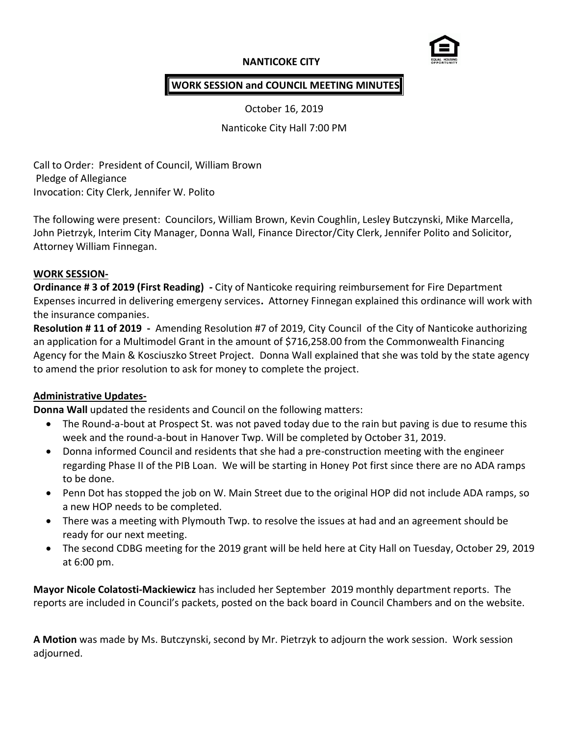# NANTICOKE CITY

## WORK SESSION and COUNCIL MEETING MINUTES

October 16, 2019

Nanticoke City Hall 7:00 PM

Call to Order: President of Council, William Brown
Pledge of Allegiance
Invocation: City Clerk, Jennifer W. Polito

The following were present: Councilors, William Brown, Kevin Coughlin, Lesley Butczynski, Mike Marcella, John Pietrzyk, Interim City Manager, Donna Wall, Finance Director/City Clerk, Jennifer Polito and Solicitor, Attorney William Finnegan.

**WORK SESSION-**

**Ordinance # 3 of 2019 (First Reading) -** City of Nanticoke requiring reimbursement for Fire Department Expenses incurred in delivering emergeny services**.** Attorney Finnegan explained this ordinance will work with the insurance companies.

**Resolution # 11 of 2019 -** Amending Resolution #7 of 2019, City Council of the City of Nanticoke authorizing an application for a Multimodel Grant in the amount of $716,258.00 from the Commonwealth Financing Agency for the Main & Kosciuszko Street Project. Donna Wall explained that she was told by the state agency to amend the prior resolution to ask for money to complete the project.

**Administrative Updates-**

**Donna Wall** updated the residents and Council on the following matters:

- The Round-a-bout at Prospect St. was not paved today due to the rain but paving is due to resume this week and the round-a-bout in Hanover Twp. Will be completed by October 31, 2019.
- Donna informed Council and residents that she had a pre-construction meeting with the engineer regarding Phase II of the PIB Loan. We will be starting in Honey Pot first since there are no ADA ramps to be done.
- Penn Dot has stopped the job on W. Main Street due to the original HOP did not include ADA ramps, so a new HOP needs to be completed.
- There was a meeting with Plymouth Twp. to resolve the issues at had and an agreement should be ready for our next meeting.
- The second CDBG meeting for the 2019 grant will be held here at City Hall on Tuesday, October 29, 2019 at 6:00 pm.

**Mayor Nicole Colatosti-Mackiewicz** has included her September 2019 monthly department reports. The reports are included in Council's packets, posted on the back board in Council Chambers and on the website.

**A Motion** was made by Ms. Butczynski, second by Mr. Pietrzyk to adjourn the work session. Work session adjourned.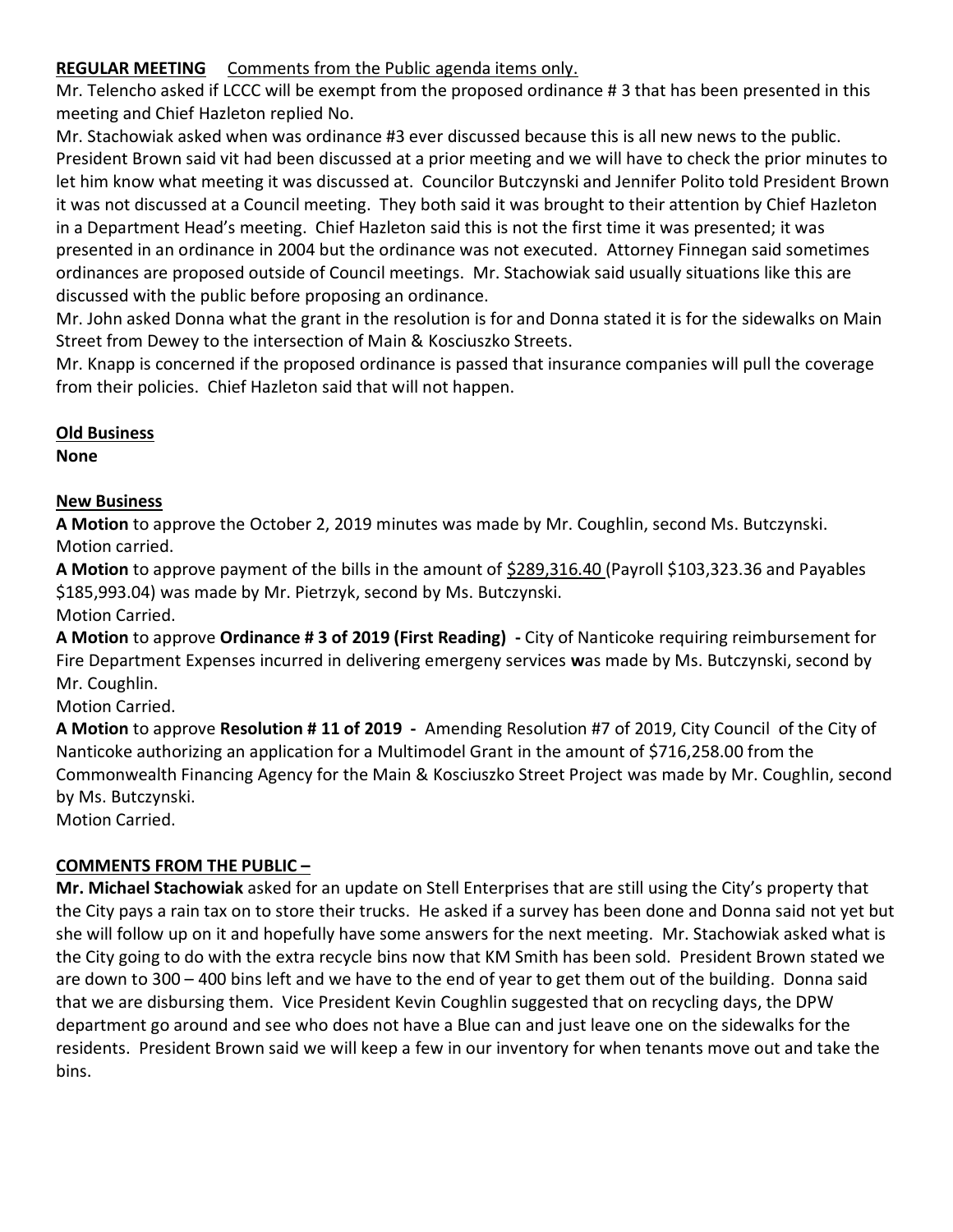**REGULAR MEETING** Comments from the Public agenda items only.

Mr. Telencho asked if LCCC will be exempt from the proposed ordinance # 3 that has been presented in this meeting and Chief Hazleton replied No.

Mr. Stachowiak asked when was ordinance #3 ever discussed because this is all new news to the public. President Brown said vit had been discussed at a prior meeting and we will have to check the prior minutes to let him know what meeting it was discussed at. Councilor Butczynski and Jennifer Polito told President Brown it was not discussed at a Council meeting. They both said it was brought to their attention by Chief Hazleton in a Department Head's meeting. Chief Hazleton said this is not the first time it was presented; it was presented in an ordinance in 2004 but the ordinance was not executed. Attorney Finnegan said sometimes ordinances are proposed outside of Council meetings. Mr. Stachowiak said usually situations like this are discussed with the public before proposing an ordinance.

Mr. John asked Donna what the grant in the resolution is for and Donna stated it is for the sidewalks on Main Street from Dewey to the intersection of Main & Kosciuszko Streets.

Mr. Knapp is concerned if the proposed ordinance is passed that insurance companies will pull the coverage from their policies. Chief Hazleton said that will not happen.

**Old Business**

**None**

**New Business**

**A Motion** to approve the October 2, 2019 minutes was made by Mr. Coughlin, second Ms. Butczynski. Motion carried.

**A Motion** to approve payment of the bills in the amount of $289,316.40 (Payroll $103,323.36 and Payables $185,993.04) was made by Mr. Pietrzyk, second by Ms. Butczynski.

Motion Carried.

**A Motion** to approve **Ordinance # 3 of 2019 (First Reading) -** City of Nanticoke requiring reimbursement for Fire Department Expenses incurred in delivering emergeny services **w**as made by Ms. Butczynski, second by Mr. Coughlin.

Motion Carried.

**A Motion** to approve **Resolution # 11 of 2019 -** Amending Resolution #7 of 2019, City Council of the City of Nanticoke authorizing an application for a Multimodel Grant in the amount of $716,258.00 from the Commonwealth Financing Agency for the Main & Kosciuszko Street Project was made by Mr. Coughlin, second by Ms. Butczynski.

Motion Carried.

**COMMENTS FROM THE PUBLIC –**

**Mr. Michael Stachowiak** asked for an update on Stell Enterprises that are still using the City's property that the City pays a rain tax on to store their trucks. He asked if a survey has been done and Donna said not yet but she will follow up on it and hopefully have some answers for the next meeting. Mr. Stachowiak asked what is the City going to do with the extra recycle bins now that KM Smith has been sold. President Brown stated we are down to 300 – 400 bins left and we have to the end of year to get them out of the building. Donna said that we are disbursing them. Vice President Kevin Coughlin suggested that on recycling days, the DPW department go around and see who does not have a Blue can and just leave one on the sidewalks for the residents. President Brown said we will keep a few in our inventory for when tenants move out and take the bins.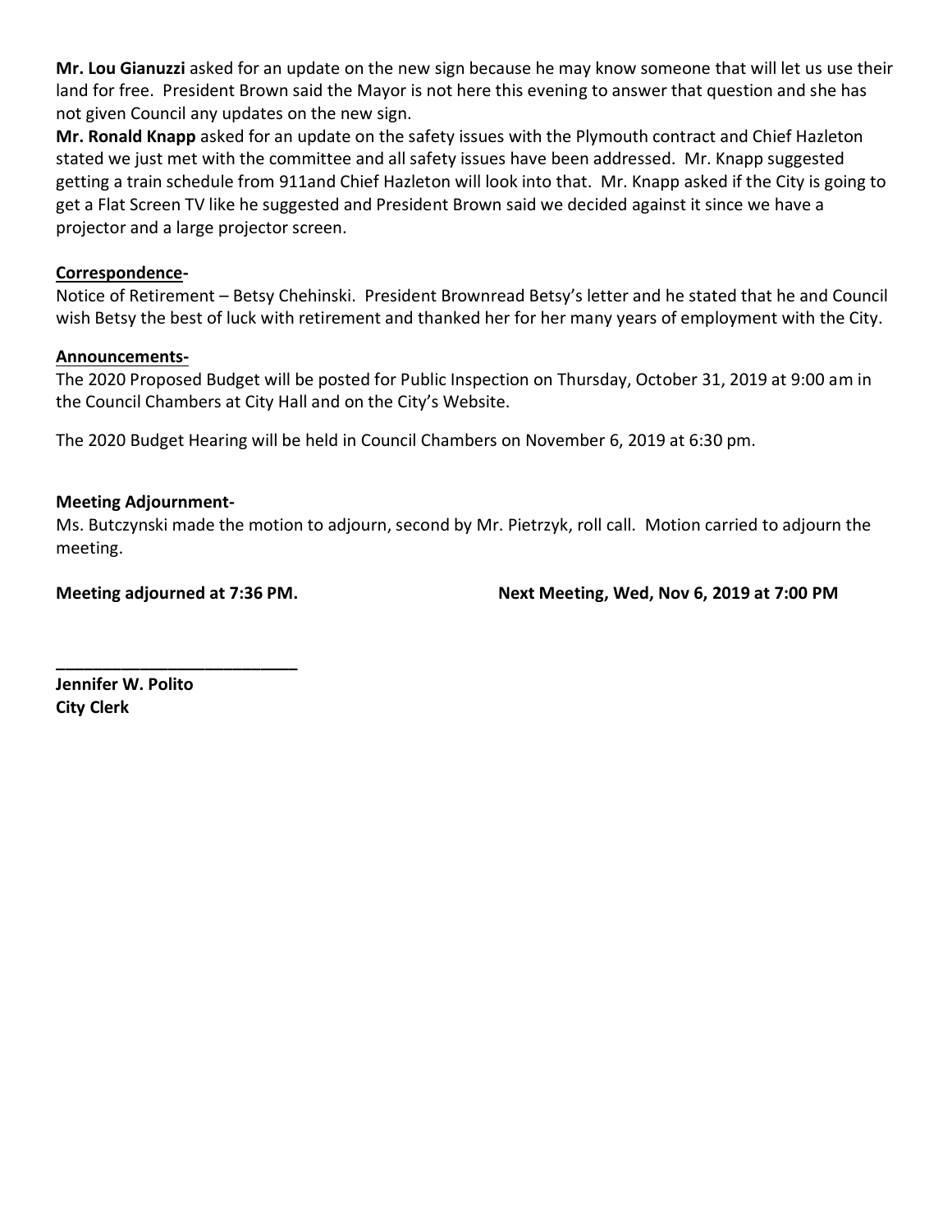**Mr. Lou Gianuzzi** asked for an update on the new sign because he may know someone that will let us use their land for free. President Brown said the Mayor is not here this evening to answer that question and she has not given Council any updates on the new sign.

**Mr. Ronald Knapp** asked for an update on the safety issues with the Plymouth contract and Chief Hazleton stated we just met with the committee and all safety issues have been addressed. Mr. Knapp suggested getting a train schedule from 911and Chief Hazleton will look into that. Mr. Knapp asked if the City is going to get a Flat Screen TV like he suggested and President Brown said we decided against it since we have a projector and a large projector screen.

**Correspondence-**

Notice of Retirement – Betsy Chehinski. President Brownread Betsy's letter and he stated that he and Council wish Betsy the best of luck with retirement and thanked her for her many years of employment with the City.

**Announcements-**

The 2020 Proposed Budget will be posted for Public Inspection on Thursday, October 31, 2019 at 9:00 am in the Council Chambers at City Hall and on the City's Website.

The 2020 Budget Hearing will be held in Council Chambers on November 6, 2019 at 6:30 pm.

**Meeting Adjournment-**

Ms. Butczynski made the motion to adjourn, second by Mr. Pietrzyk, roll call. Motion carried to adjourn the meeting.

**Meeting adjourned at 7:36 PM.** **Next Meeting, Wed, Nov 6, 2019 at 7:00 PM**

**\_\_\_\_\_\_\_\_\_\_\_\_\_\_\_\_\_\_\_\_\_\_\_\_\_\_**

**Jennifer W. Polito**
**City Clerk**